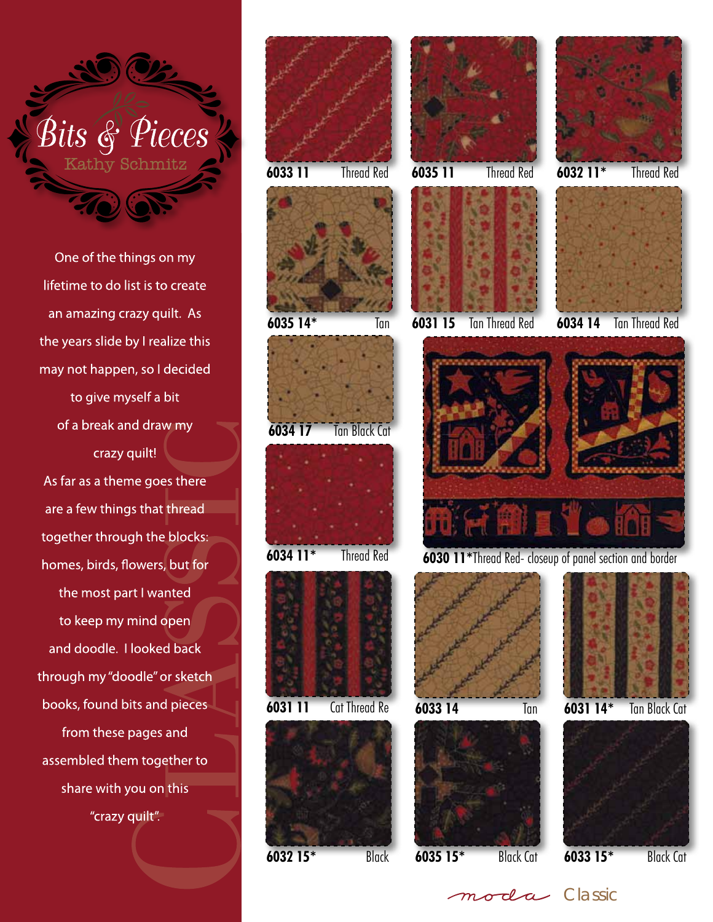# Bits & Pieces

Kathy Schmitz

One of the things on my lifetime to do list is to create an amazing crazy quilt. As the years slide by I realize this may not happen, so I decided to give myself a bit of a break and draw my crazy quilt! As far as a theme goes there are a few things that thread together through the blocks: homes, birds, flowers, but for the most part I wanted to keep my mind open and doodle. I looked back through my "doodle" or sketch books, found bits and pieces from these pages and assembled them together to share with you on this "crazy quilt".

CLASSIC

6033 11 Thread Red

6035 11 Thread Red

6032 11* Thread Red

6035 14* Tan

6031 15 Tan Thread Red

6034 14 Tan Thread Red

6034 17 Tan Black Cat

6034 11* Thread Red

6030 11*Thread Red- closeup of panel section and border

6031 11 Cat Thread Re

6033 14 Tan

6031 14* Tan Black Cat

6032 15* Black

6035 15* Black Cat

6033 15* Black Cat

moda Classic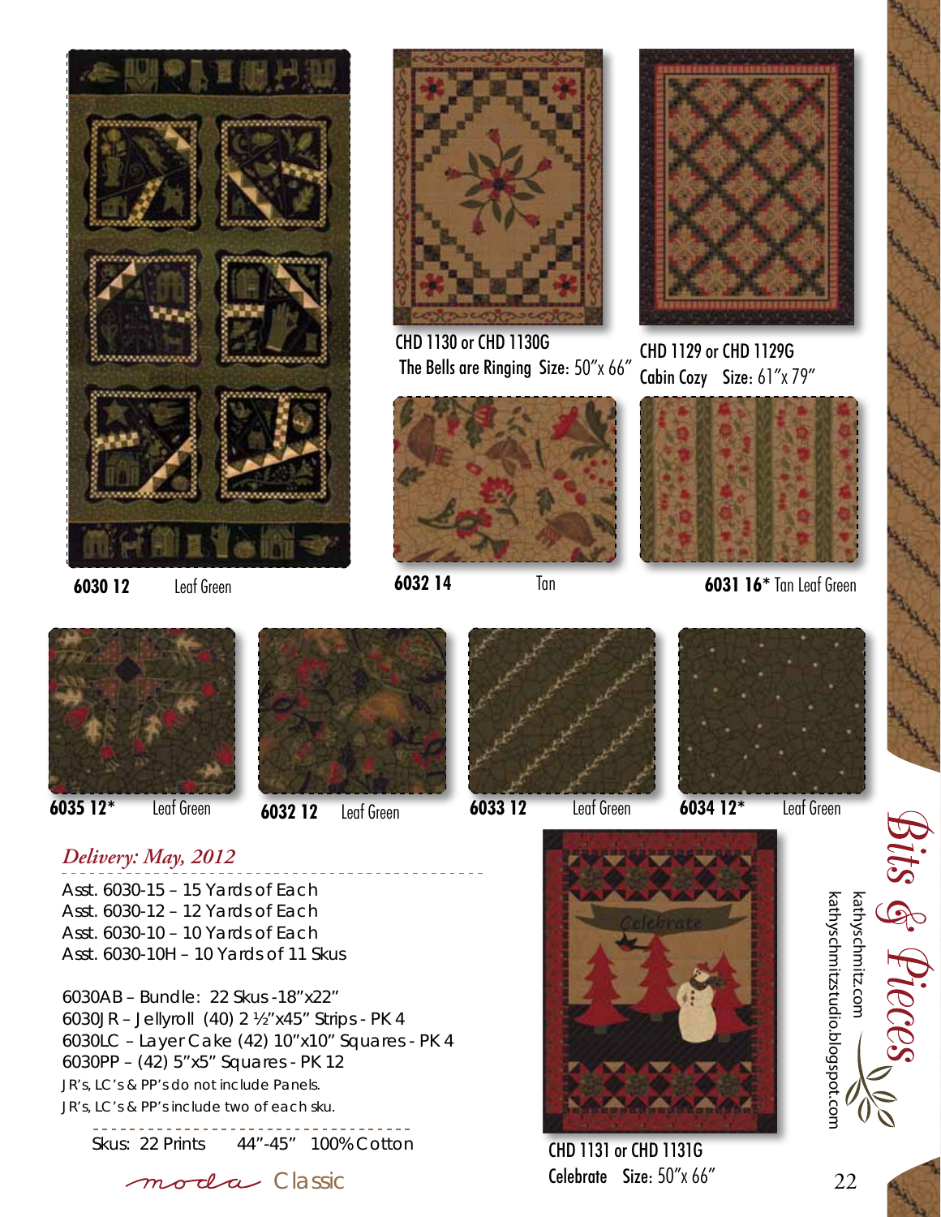6030 12 Leaf Green

CHD 1130 or CHD 1130G
The Bells are Ringing Size: 50"x 66"

CHD 1129 or CHD 1129G
Cabin Cozy Size: 61"x 79"

6032 14 Tan

6031 16* Tan Leaf Green

6035 12* Leaf Green

6032 12 Leaf Green

6033 12 Leaf Green

6034 12* Leaf Green

*Delivery: May, 2012*

Asst. 6030-15 – 15 Yards of Each
Asst. 6030-12 – 12 Yards of Each
Asst. 6030-10 – 10 Yards of Each
Asst. 6030-10H – 10 Yards of 11 Skus

6030AB – Bundle: 22 Skus -18"x22"
6030JR – Jellyroll (40) 2 ½"x45" Strips - PK 4
6030LC – Layer Cake (42) 10"x10" Squares - PK 4
6030PP – (42) 5"x5" Squares - PK 12
JR's, LC's & PP's do not include Panels.
JR's, LC's & PP's include two of each sku.

Skus: 22 Prints 44"-45" 100% Cotton

moda Classic

CHD 1131 or CHD 1131G
Celebrate Size: 50"x 66"

Bits & Pieces
kathyschmitz.com
kathyschmitzstudio.blogspot.com